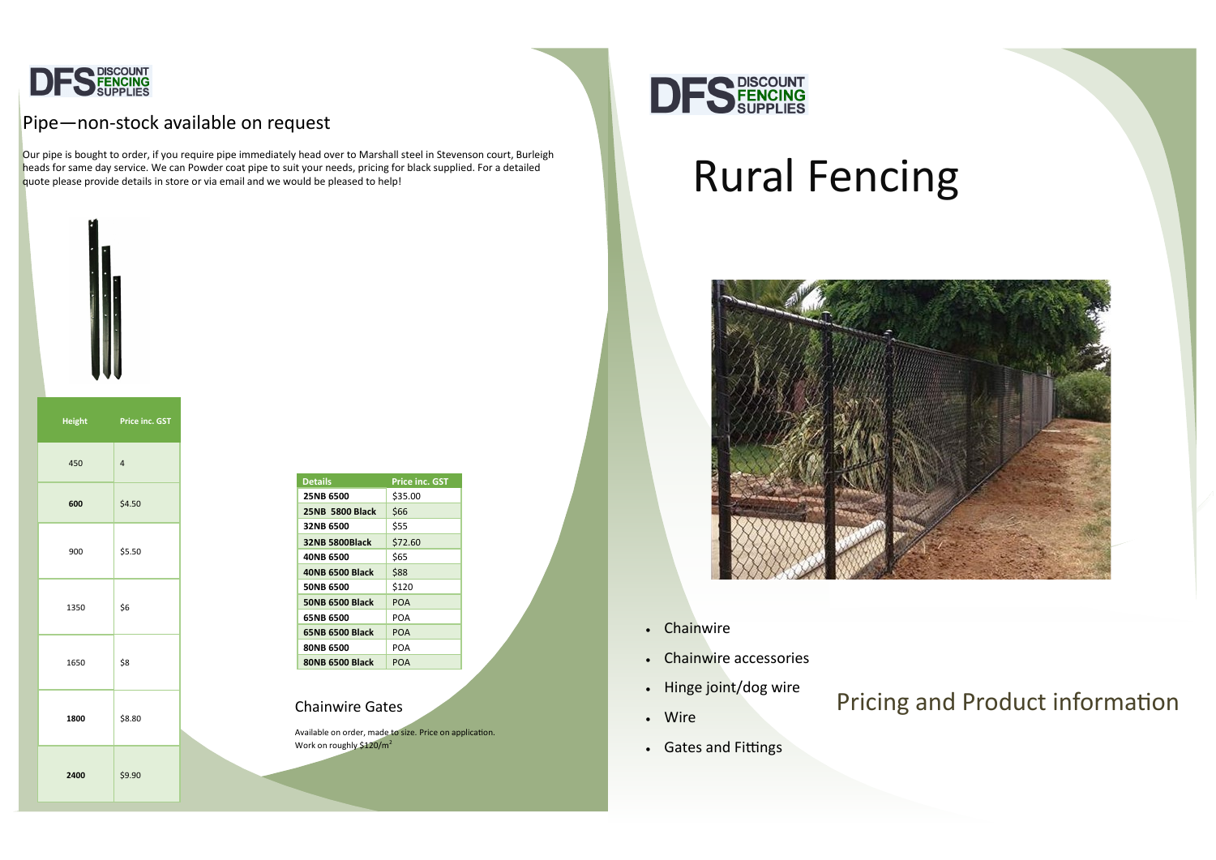DFS DISCOUNT FENCING SUPPLIES

## Pipe—non-stock available on request

Our pipe is bought to order, if you require pipe immediately head over to Marshall steel in Stevenson court, Burleigh heads for same day service. We can Powder coat pipe to suit your needs, pricing for black supplied. For a detailed quote please provide details in store or via email and we would be pleased to help!

| Height | Price inc. GST |
|---|---|
| 450 | 4 |
| **600** | $4.50 |
| 900 | $5.50 |
| 1350 | $6 |
| 1650 | $8 |
| **1800** | $8.80 |
| **2400** | $9.90 |

| Details | Price inc. GST |
|---|---|
| **25NB 6500** | $35.00 |
| **25NB 5800 Black** | $66 |
| **32NB 6500** | $55 |
| **32NB 5800Black** | $72.60 |
| **40NB 6500** | $65 |
| **40NB 6500 Black** | $88 |
| **50NB 6500** | $120 |
| **50NB 6500 Black** | POA |
| **65NB 6500** | POA |
| **65NB 6500 Black** | POA |
| **80NB 6500** | POA |
| **80NB 6500 Black** | POA |

### Chainwire Gates

Available on order, made to size. Price on application.
Work on roughly $120/m$^2$

DFS DISCOUNT FENCING SUPPLIES

# Rural Fencing

- Chainwire
- Chainwire accessories
- Hinge joint/dog wire
- Wire
- Gates and Fittings

## Pricing and Product information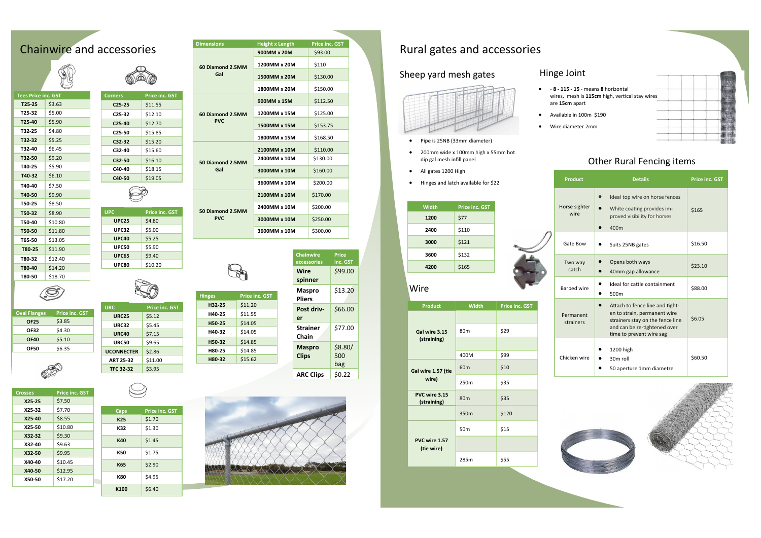# Chainwire and accessories

| Tees | Price inc. GST |
|---|---|
| T25-25 | $3.63 |
| T25-32 | $5.00 |
| T25-40 | $5.90 |
| T32-25 | $4.80 |
| T32-32 | $5.25 |
| T32-40 | $6.45 |
| T32-50 | $9.20 |
| T40-25 | $5.90 |
| T40-32 | $6.10 |
| T40-40 | $7.50 |
| T40-50 | $9.90 |
| T50-25 | $8.50 |
| T50-32 | $8.90 |
| T50-40 | $10.80 |
| T50-50 | $11.80 |
| T65-50 | $13.05 |
| T80-25 | $11.90 |
| T80-32 | $12.40 |
| T80-40 | $14.20 |
| T80-50 | $18.70 |

| Corners | Price inc. GST |
|---|---|
| C25-25 | $11.55 |
| C25-32 | $12.10 |
| C25-40 | $12.70 |
| C25-50 | $15.85 |
| C32-32 | $15.20 |
| C32-40 | $15.60 |
| C32-50 | $16.10 |
| C40-40 | $18.15 |
| C40-50 | $19.05 |

| UPC | Price inc. GST |
|---|---|
| UPC25 | $4.80 |
| UPC32 | $5.00 |
| UPC40 | $5.25 |
| UPC50 | $5.90 |
| UPC65 | $9.40 |
| UPC80 | $10.20 |

| Oval Flanges | Price inc. GST |
|---|---|
| OF25 | $3.85 |
| OF32 | $4.30 |
| OF40 | $5.10 |
| OF50 | $6.35 |

| URC | Price inc. GST |
|---|---|
| URC25 | $5.12 |
| URC32 | $5.45 |
| URC40 | $7.15 |
| URC50 | $9.65 |
| UCONNECTER | $2.86 |
| ART 25-32 | $11.00 |
| TFC 32-32 | $3.95 |

| Crosses | Price inc. GST |
|---|---|
| X25-25 | $7.50 |
| X25-32 | $7.70 |
| X25-40 | $8.55 |
| X25-50 | $10.80 |
| X32-32 | $9.30 |
| X32-40 | $9.63 |
| X32-50 | $9.95 |
| X40-40 | $10.45 |
| X40-50 | $12.95 |
| X50-50 | $17.20 |

| Caps | Price inc. GST |
|---|---|
| K25 | $1.70 |
| K32 | $1.30 |
| K40 | $1.45 |
| K50 | $1.75 |
| K65 | $2.90 |
| K80 | $4.95 |
| K100 | $6.40 |

| Dimensions | Height x Length | Price inc. GST |
|---|---|---|
| 60 Diamond 2.5MM Gal | 900MM x 20M | $93.00 |
| | 1200MM x 20M | $110 |
| | 1500MM x 20M | $130.00 |
| | 1800MM x 20M | $150.00 |
| 60 Diamond 2.5MM PVC | 900MM x 15M | $112.50 |
| | 1200MM x 15M | $125.00 |
| | 1500MM x 15M | $153.75 |
| | 1800MM x 15M | $168.50 |
| 50 Diamond 2.5MM Gal | 2100MM x 10M | $110.00 |
| | 2400MM x 10M | $130.00 |
| | 3000MM x 10M | $160.00 |
| | 3600MM x 10M | $200.00 |
| 50 Diamond 2.5MM PVC | 2100MM x 10M | $170.00 |
| | 2400MM x 10M | $200.00 |
| | 3000MM x 10M | $250.00 |
| | 3600MM x 10M | $300.00 |

| Hinges | Price inc. GST |
|---|---|
| H32-25 | $11.20 |
| H40-25 | $11.55 |
| H50-25 | $14.05 |
| H40-32 | $14.05 |
| H50-32 | $14.85 |
| H80-25 | $14.85 |
| H80-32 | $15.62 |

| Chainwire accessories | Price inc. GST |
|---|---|
| Wire spinner | $99.00 |
| Maspro Pliers | $13.20 |
| Post driver | $66.00 |
| Strainer Chain | $77.00 |
| Maspro Clips | $8.80/ 500 bag |
| ARC Clips | $0.22 |

# Rural gates and accessories

## Sheep yard mesh gates

- Pipe is 25NB (33mm diameter)
- 200mm wide x 100mm high x 55mm hot dip gal mesh infill panel
- All gates 1200 High
- Hinges and latch available for $22

| Width | Price inc. GST |
|---|---|
| 1200 | $77 |
| 2400 | $110 |
| 3000 | $121 |
| 3600 | $132 |
| 4200 | $165 |

## Hinge Joint

- - **8 - 115 - 15** - means **8** horizontal wires, mesh is **115cm** high, vertical stay wires are **15cm** apart
- Available in 100m $190
- Wire diameter 2mm

## Wire

| Product | Width | Price inc. GST |
|---|---|---|
| Gal wire 3.15 (straining) | | |
| | 80m | $29 |
| | | |
| | 400M | $99 |
| Gal wire 1.57 (tie wire) | 60m | $10 |
| | 250m | $35 |
| PVC wire 3.15 (straining) | 80m | $35 |
| | 350m | $120 |
| PVC wire 1.57 (tie wire) | 50m | $15 |
| | | |
| | 285m | $55 |

## Other Rural Fencing items

| Product | Details | Price inc. GST |
|---|---|---|
| Horse sighter wire | • Ideal top wire on horse fences • White coating provides improved visibility for horses • 400m | $165 |
| Gate Bow | • Suits 25NB gates | $16.50 |
| Two way catch | • Opens both ways • 40mm gap allowance | $23.10 |
| Barbed wire | • Ideal for cattle containment • 500m | $88.00 |
| Permanent strainers | • Attach to fence line and tighten to strain, permanent wire strainers stay on the fence line and can be re-tightened over time to prevent wire sag | $6.05 |
| Chicken wire | • 1200 high • 30m roll • 50 aperture 1mm diameter | $60.50 |